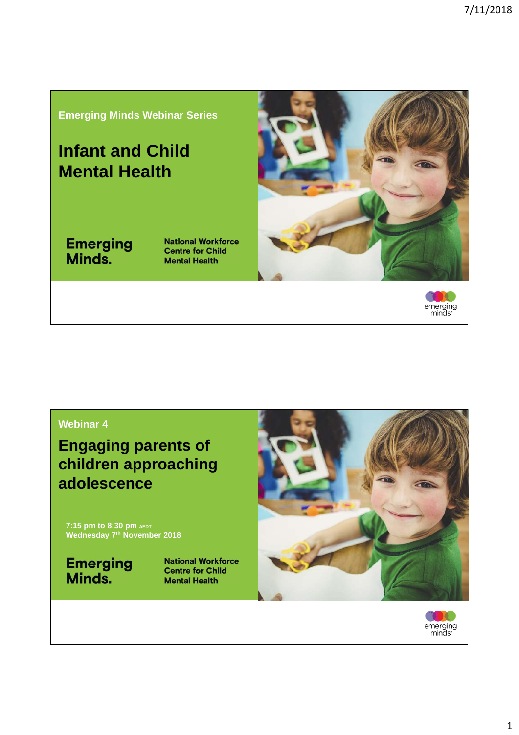Emerging Minds Webinar Series

# Infant and Child Mental Health

Emerging Minds.

National Workforce Centre for Child Mental Health

emerging minds

---

Webinar 4

# Engaging parents of children approaching adolescence

7:15 pm to 8:30 pm AEDT
Wednesday 7th November 2018

Emerging Minds.

National Workforce Centre for Child Mental Health

emerging minds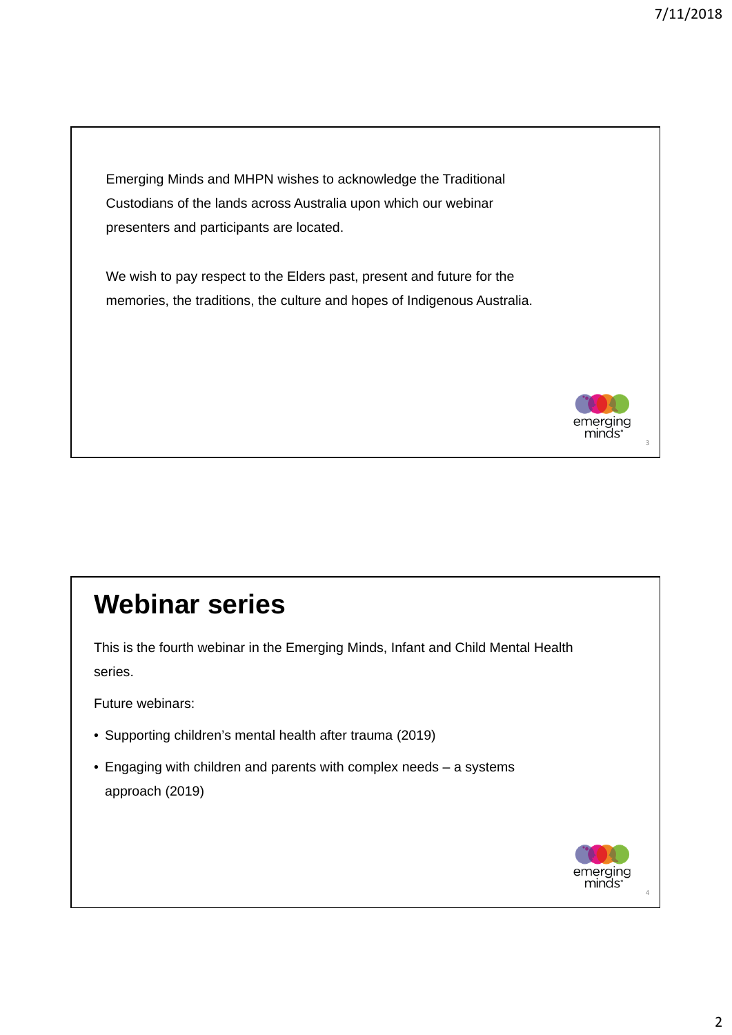Emerging Minds and MHPN wishes to acknowledge the Traditional Custodians of the lands across Australia upon which our webinar presenters and participants are located.

We wish to pay respect to the Elders past, present and future for the memories, the traditions, the culture and hopes of Indigenous Australia.

# Webinar series

This is the fourth webinar in the Emerging Minds, Infant and Child Mental Health series.

Future webinars:

- Supporting children's mental health after trauma (2019)
- Engaging with children and parents with complex needs – a systems approach (2019)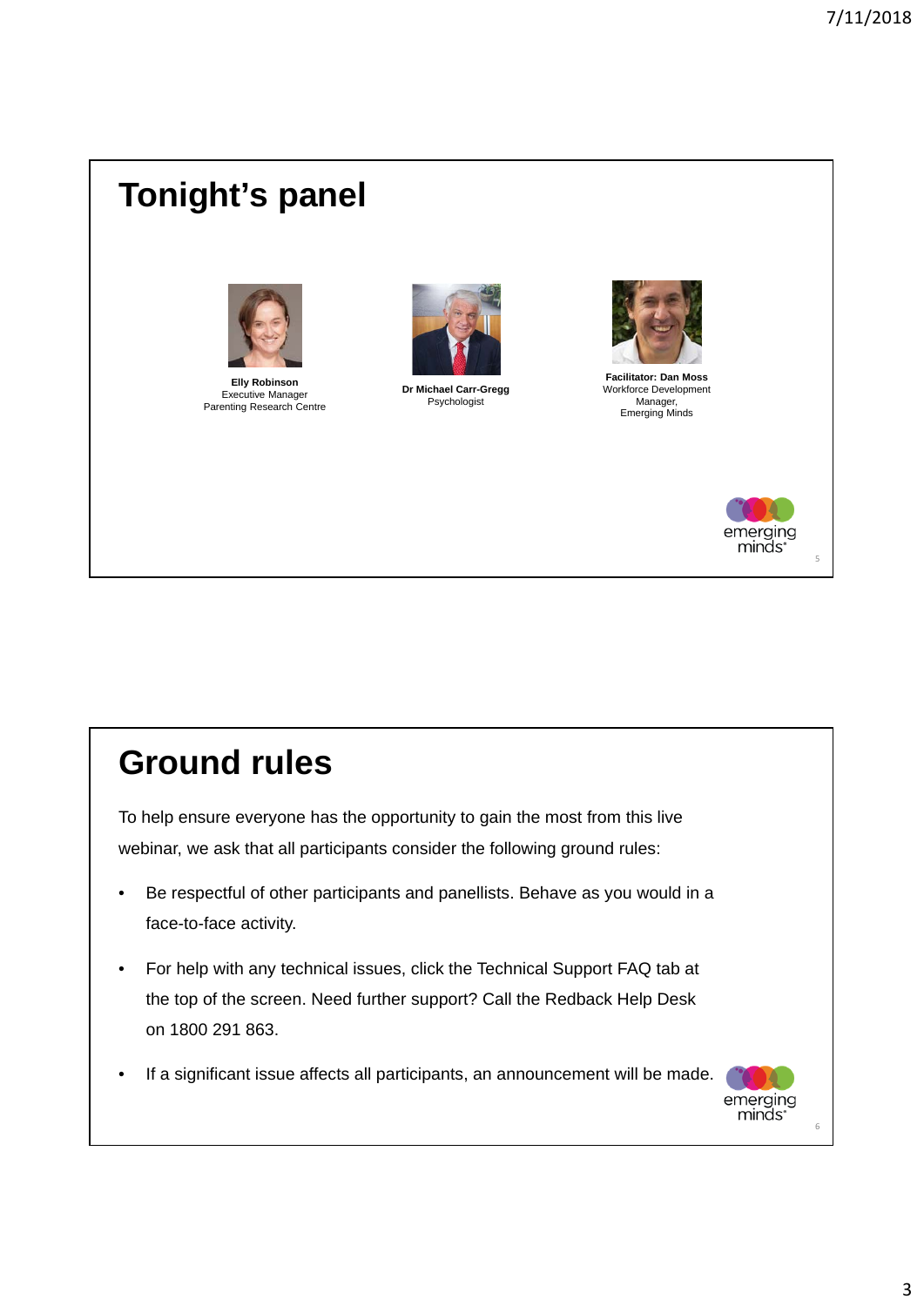# Tonight's panel

**Elly Robinson**
Executive Manager
Parenting Research Centre

**Dr Michael Carr-Gregg**
Psychologist

**Facilitator: Dan Moss**
Workforce Development Manager,
Emerging Minds

# Ground rules

To help ensure everyone has the opportunity to gain the most from this live webinar, we ask that all participants consider the following ground rules:

- Be respectful of other participants and panellists. Behave as you would in a face-to-face activity.
- For help with any technical issues, click the Technical Support FAQ tab at the top of the screen. Need further support? Call the Redback Help Desk on 1800 291 863.
- If a significant issue affects all participants, an announcement will be made.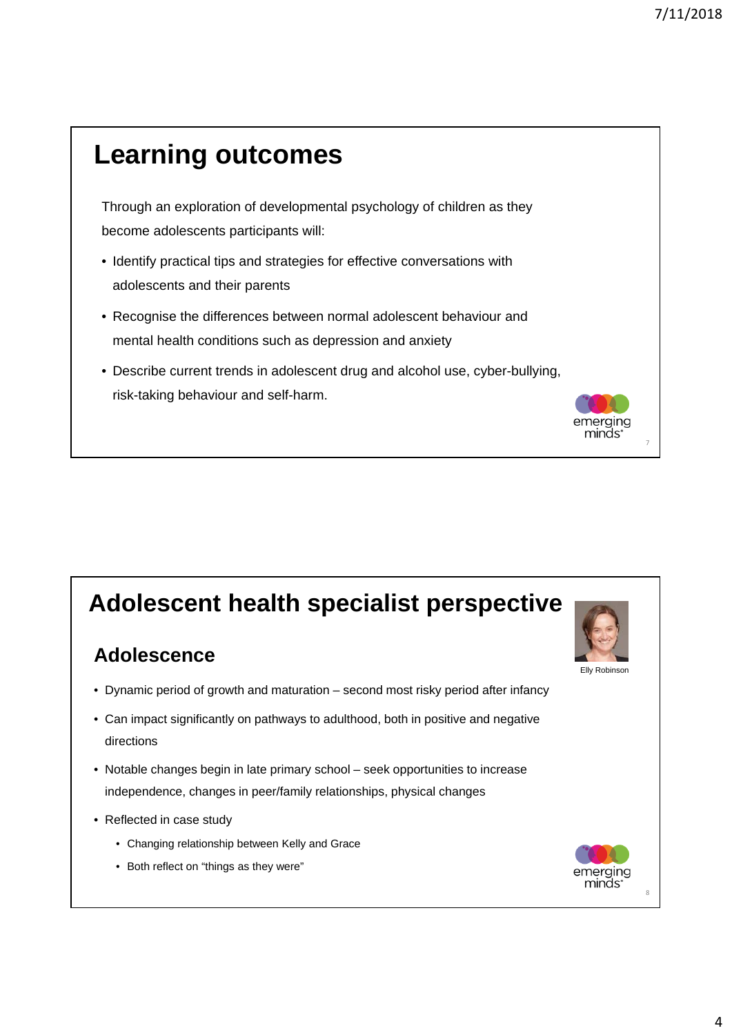# Learning outcomes

Through an exploration of developmental psychology of children as they become adolescents participants will:

- Identify practical tips and strategies for effective conversations with adolescents and their parents
- Recognise the differences between normal adolescent behaviour and mental health conditions such as depression and anxiety
- Describe current trends in adolescent drug and alcohol use, cyber-bullying, risk-taking behaviour and self-harm.

# Adolescent health specialist perspective

Elly Robinson

## Adolescence

- Dynamic period of growth and maturation – second most risky period after infancy
- Can impact significantly on pathways to adulthood, both in positive and negative directions
- Notable changes begin in late primary school – seek opportunities to increase independence, changes in peer/family relationships, physical changes
- Reflected in case study
  - Changing relationship between Kelly and Grace
  - Both reflect on "things as they were"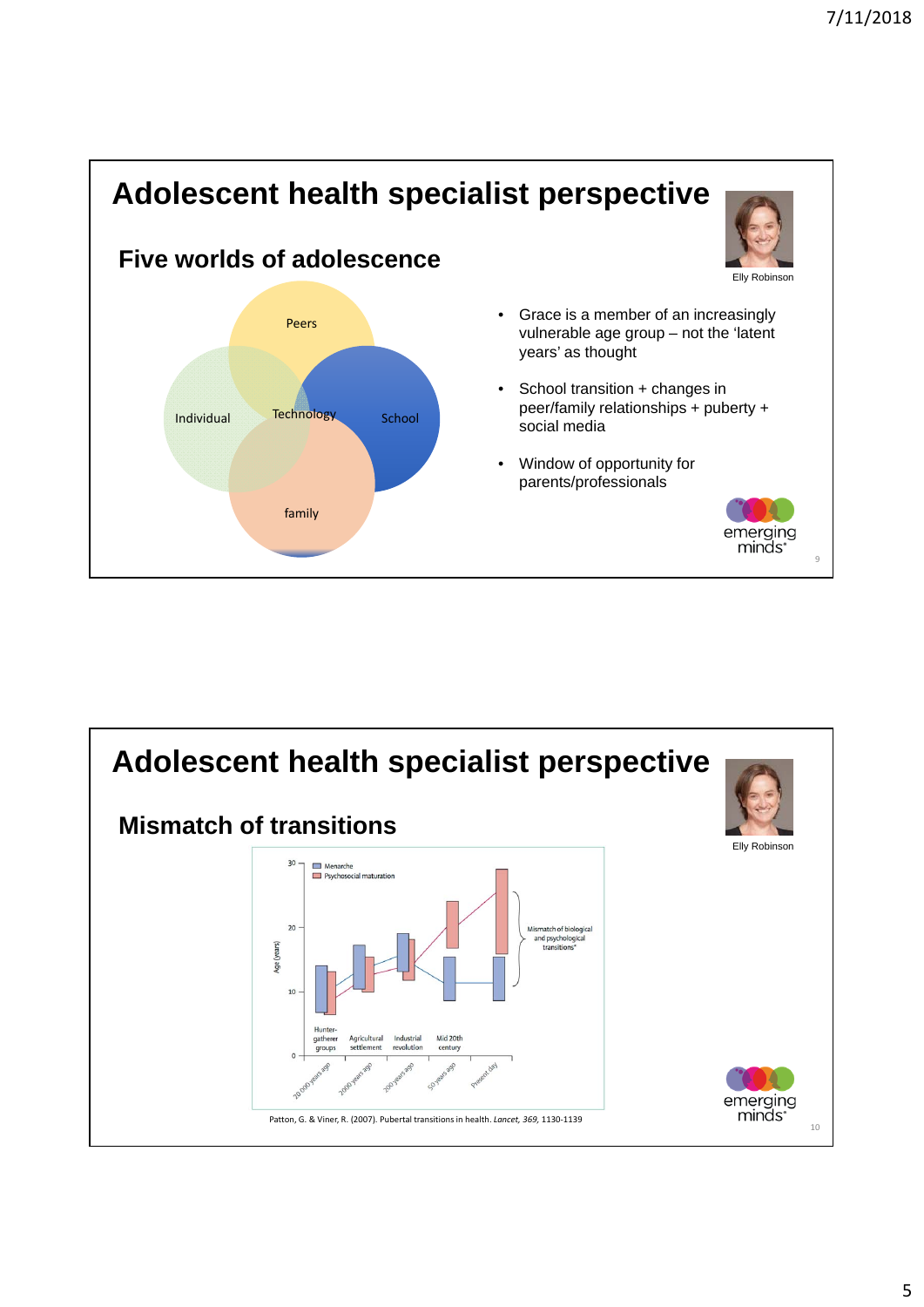## Adolescent health specialist perspective

### Five worlds of adolescence

Peers

Individual

Technology

School

family

Elly Robinson

- Grace is a member of an increasingly vulnerable age group – not the 'latent years' as thought
- School transition + changes in peer/family relationships + puberty + social media
- Window of opportunity for parents/professionals

emerging minds.

## Adolescent health specialist perspective

### Mismatch of transitions

Elly Robinson

Menarche

Psychosocial maturation

Age (years)

Mismatch of biological and psychological transitions

Hunter-gatherer groups | Agricultural settlement | Industrial revolution | Mid 20th century

20 000 years ago | 2000 years ago | 200 years ago | 50 years ago | Present day

Patton, G. & Viner, R. (2007). Pubertal transitions in health. *Lancet, 369*, 1130-1139

emerging minds.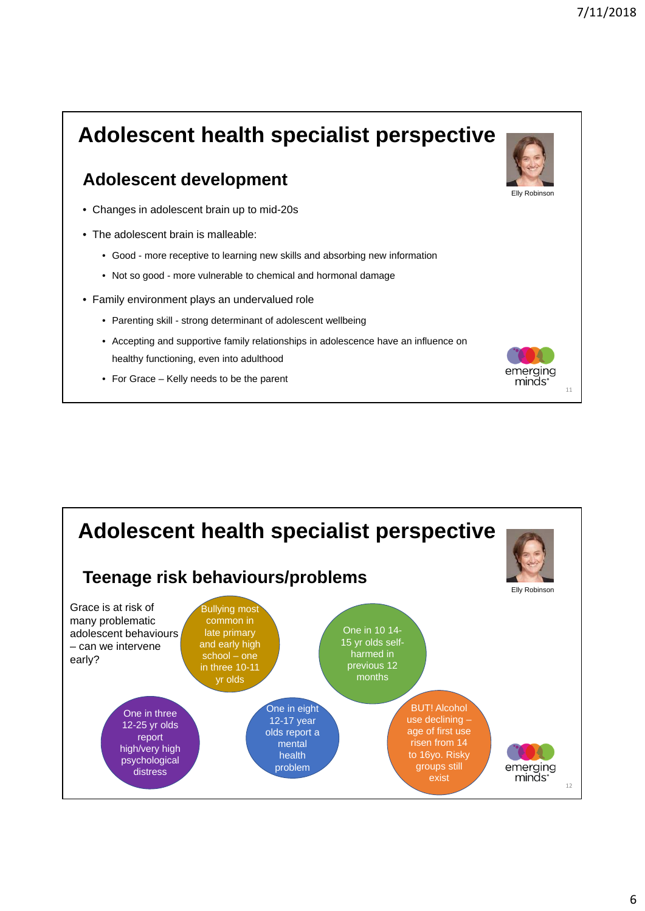# Adolescent health specialist perspective

Elly Robinson

## Adolescent development

- Changes in adolescent brain up to mid-20s
- The adolescent brain is malleable:
  - Good - more receptive to learning new skills and absorbing new information
  - Not so good - more vulnerable to chemical and hormonal damage
- Family environment plays an undervalued role
  - Parenting skill - strong determinant of adolescent wellbeing
  - Accepting and supportive family relationships in adolescence have an influence on healthy functioning, even into adulthood
  - For Grace – Kelly needs to be the parent

emerging minds.

# Adolescent health specialist perspective

Elly Robinson

## Teenage risk behaviours/problems

Grace is at risk of many problematic adolescent behaviours – can we intervene early?

- Bullying most common in late primary and early high school – one in three 10-11 yr olds
- One in 10 14-15 yr olds self-harmed in previous 12 months
- One in three 12-25 yr olds report high/very high psychological distress
- One in eight 12-17 year olds report a mental health problem
- BUT! Alcohol use declining – age of first use risen from 14 to 16yo. Risky groups still exist

emerging minds.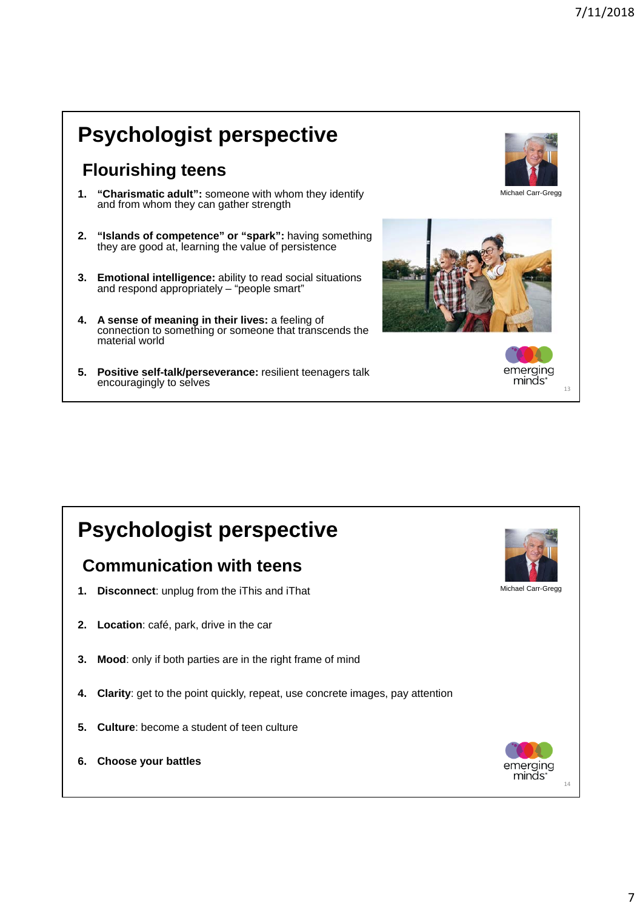# Psychologist perspective

## Flourishing teens

1. **"Charismatic adult":** someone with whom they identify and from whom they can gather strength
2. **"Islands of competence" or "spark":** having something they are good at, learning the value of persistence
3. **Emotional intelligence:** ability to read social situations and respond appropriately – "people smart"
4. **A sense of meaning in their lives:** a feeling of connection to something or someone that transcends the material world
5. **Positive self-talk/perseverance:** resilient teenagers talk encouragingly to selves

Michael Carr-Gregg

emerging minds.

# Psychologist perspective

## Communication with teens

1. **Disconnect**: unplug from the iThis and iThat
2. **Location**: café, park, drive in the car
3. **Mood**: only if both parties are in the right frame of mind
4. **Clarity**: get to the point quickly, repeat, use concrete images, pay attention
5. **Culture**: become a student of teen culture
6. **Choose your battles**

Michael Carr-Gregg

emerging minds.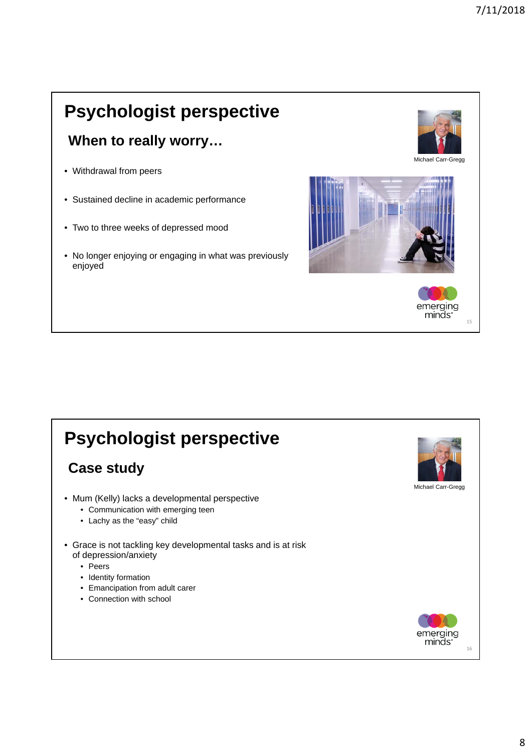# Psychologist perspective

## When to really worry…

Michael Carr-Gregg

- Withdrawal from peers
- Sustained decline in academic performance
- Two to three weeks of depressed mood
- No longer enjoying or engaging in what was previously enjoyed

emerging minds.

# Psychologist perspective

## Case study

Michael Carr-Gregg

- Mum (Kelly) lacks a developmental perspective
  - Communication with emerging teen
  - Lachy as the "easy" child
- Grace is not tackling key developmental tasks and is at risk of depression/anxiety
  - Peers
  - Identity formation
  - Emancipation from adult carer
  - Connection with school

emerging minds.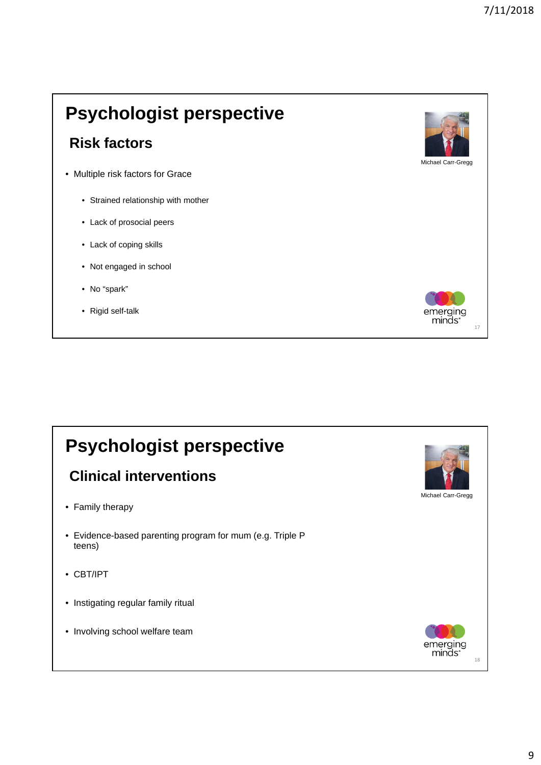# Psychologist perspective

## Risk factors

Michael Carr-Gregg

- Multiple risk factors for Grace
  - Strained relationship with mother
  - Lack of prosocial peers
  - Lack of coping skills
  - Not engaged in school
  - No "spark"
  - Rigid self-talk

emerging minds.

# Psychologist perspective

## Clinical interventions

Michael Carr-Gregg

- Family therapy
- Evidence-based parenting program for mum (e.g. Triple P teens)
- CBT/IPT
- Instigating regular family ritual
- Involving school welfare team

emerging minds.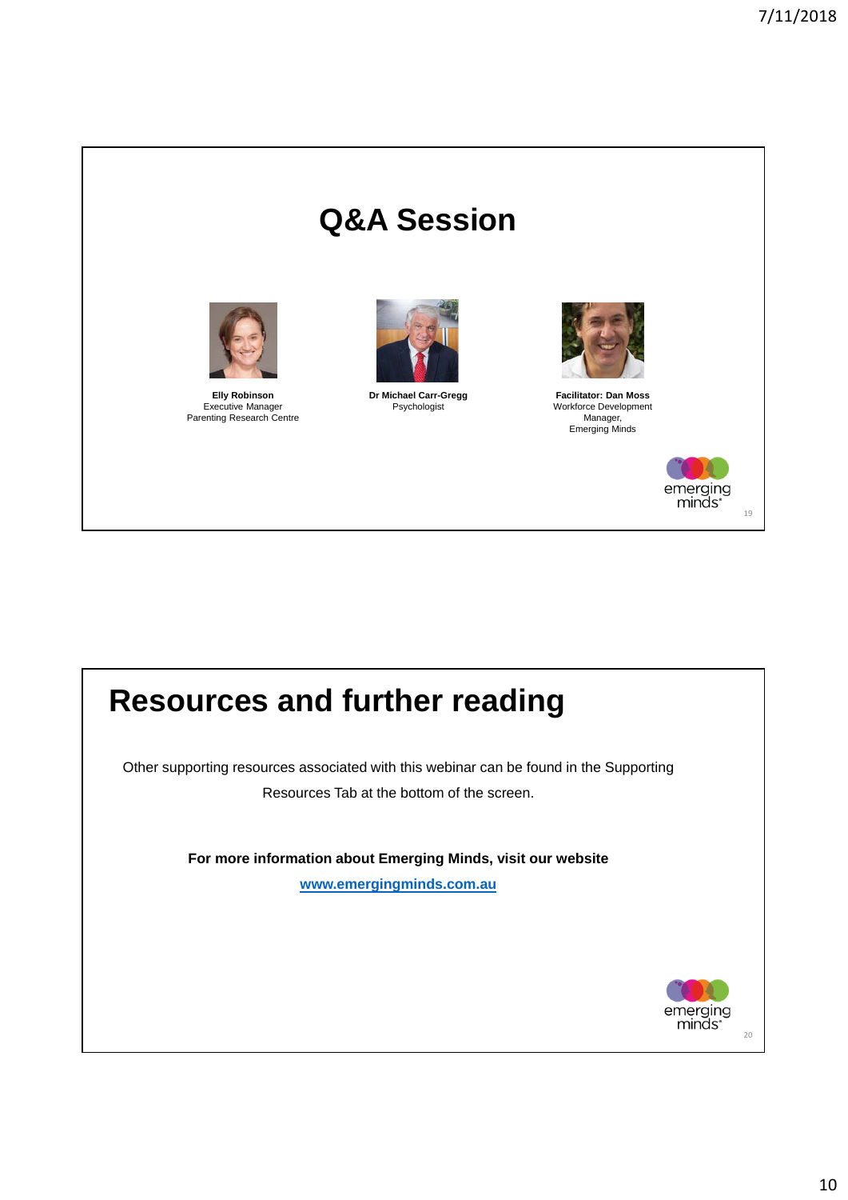# Q&A Session

**Elly Robinson**
Executive Manager
Parenting Research Centre

**Dr Michael Carr-Gregg**
Psychologist

**Facilitator: Dan Moss**
Workforce Development Manager,
Emerging Minds

emerging minds

# Resources and further reading

Other supporting resources associated with this webinar can be found in the Supporting Resources Tab at the bottom of the screen.

**For more information about Emerging Minds, visit our website**

**www.emergingminds.com.au**

emerging minds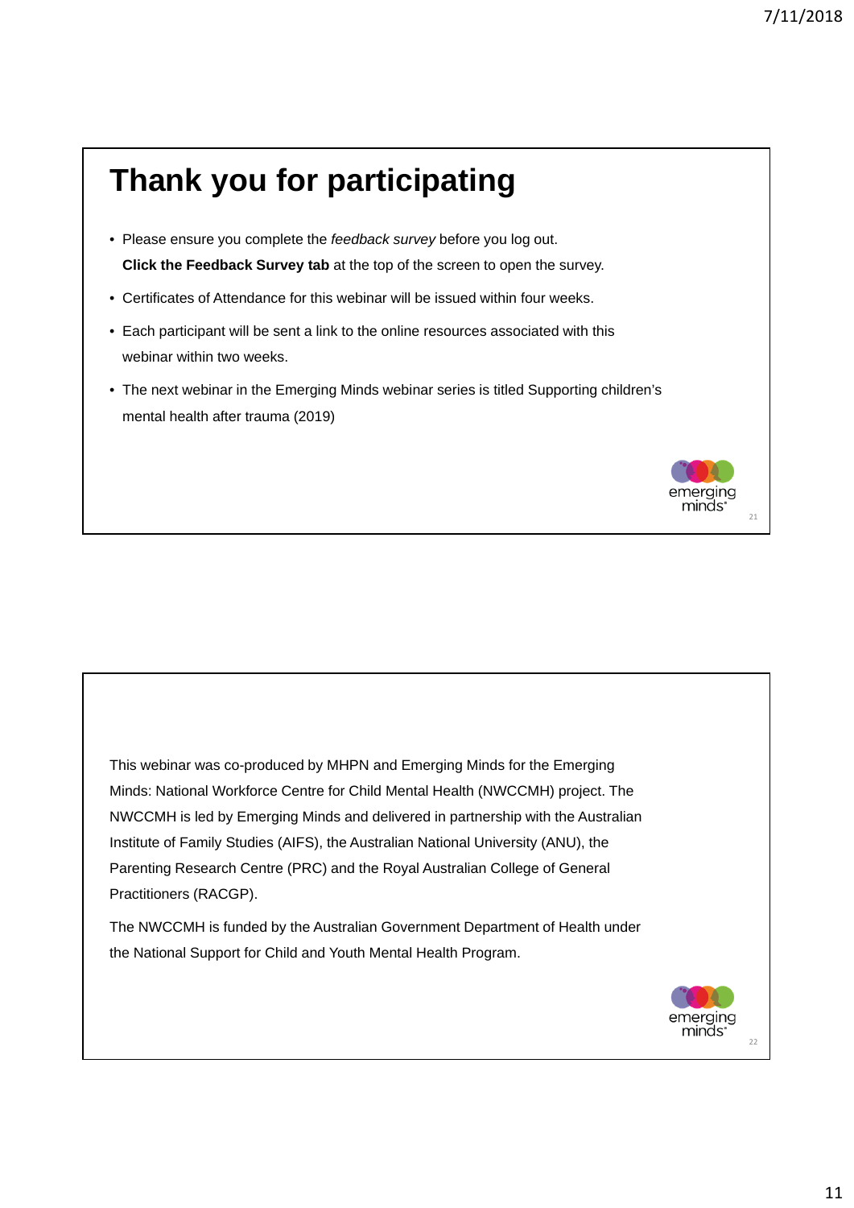# Thank you for participating

- Please ensure you complete the *feedback survey* before you log out.
  **Click the Feedback Survey tab** at the top of the screen to open the survey.
- Certificates of Attendance for this webinar will be issued within four weeks.
- Each participant will be sent a link to the online resources associated with this webinar within two weeks.
- The next webinar in the Emerging Minds webinar series is titled Supporting children's mental health after trauma (2019)

emerging minds

This webinar was co-produced by MHPN and Emerging Minds for the Emerging Minds: National Workforce Centre for Child Mental Health (NWCCMH) project. The NWCCMH is led by Emerging Minds and delivered in partnership with the Australian Institute of Family Studies (AIFS), the Australian National University (ANU), the Parenting Research Centre (PRC) and the Royal Australian College of General Practitioners (RACGP).

The NWCCMH is funded by the Australian Government Department of Health under the National Support for Child and Youth Mental Health Program.

emerging minds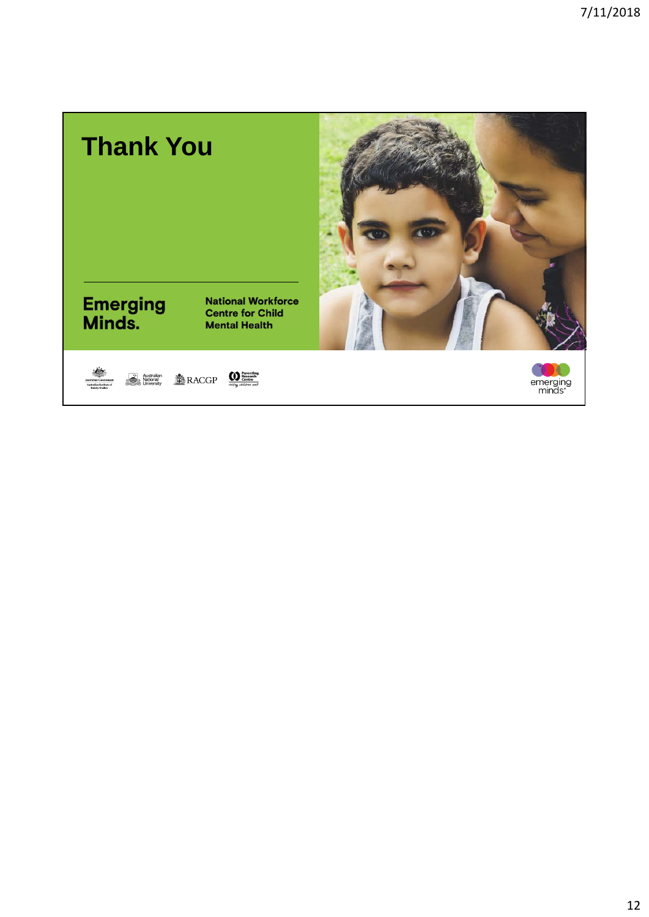# Thank You

**Emerging Minds.**

**National Workforce Centre for Child Mental Health**

Australian Government Australian Institute of Family Studies

Australian National University

RACGP

Parenting Research Centre raising children well

emerging minds